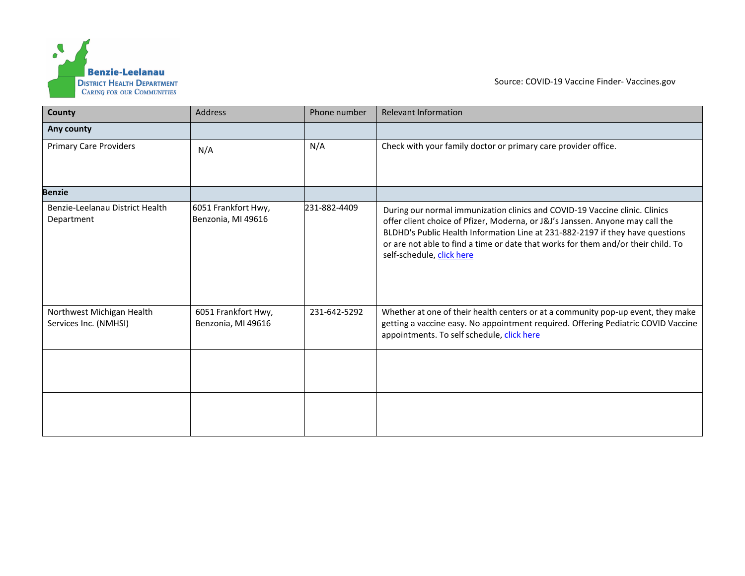Benzie-Leelanau District Health Department
Caring for our Communities

Source: COVID-19 Vaccine Finder- Vaccines.gov

| County | Address | Phone number | Relevant Information |
| --- | --- | --- | --- |
| **Any county** | | | |
| Primary Care Providers | N/A | N/A | Check with your family doctor or primary care provider office. |
| **Benzie** | | | |
| Benzie-Leelanau District Health Department | 6051 Frankfort Hwy, Benzonia, MI 49616 | 231-882-4409 | During our normal immunization clinics and COVID-19 Vaccine clinic. Clinics offer client choice of Pfizer, Moderna, or J&J's Janssen. Anyone may call the BLDHD's Public Health Information Line at 231-882-2197 if they have questions or are not able to find a time or date that works for them and/or their child. To self-schedule, click here |
| Northwest Michigan Health Services Inc. (NMHSI) | 6051 Frankfort Hwy, Benzonia, MI 49616 | 231-642-5292 | Whether at one of their health centers or at a community pop-up event, they make getting a vaccine easy. No appointment required. Offering Pediatric COVID Vaccine appointments. To self schedule, click here |
| | | | |
| | | | |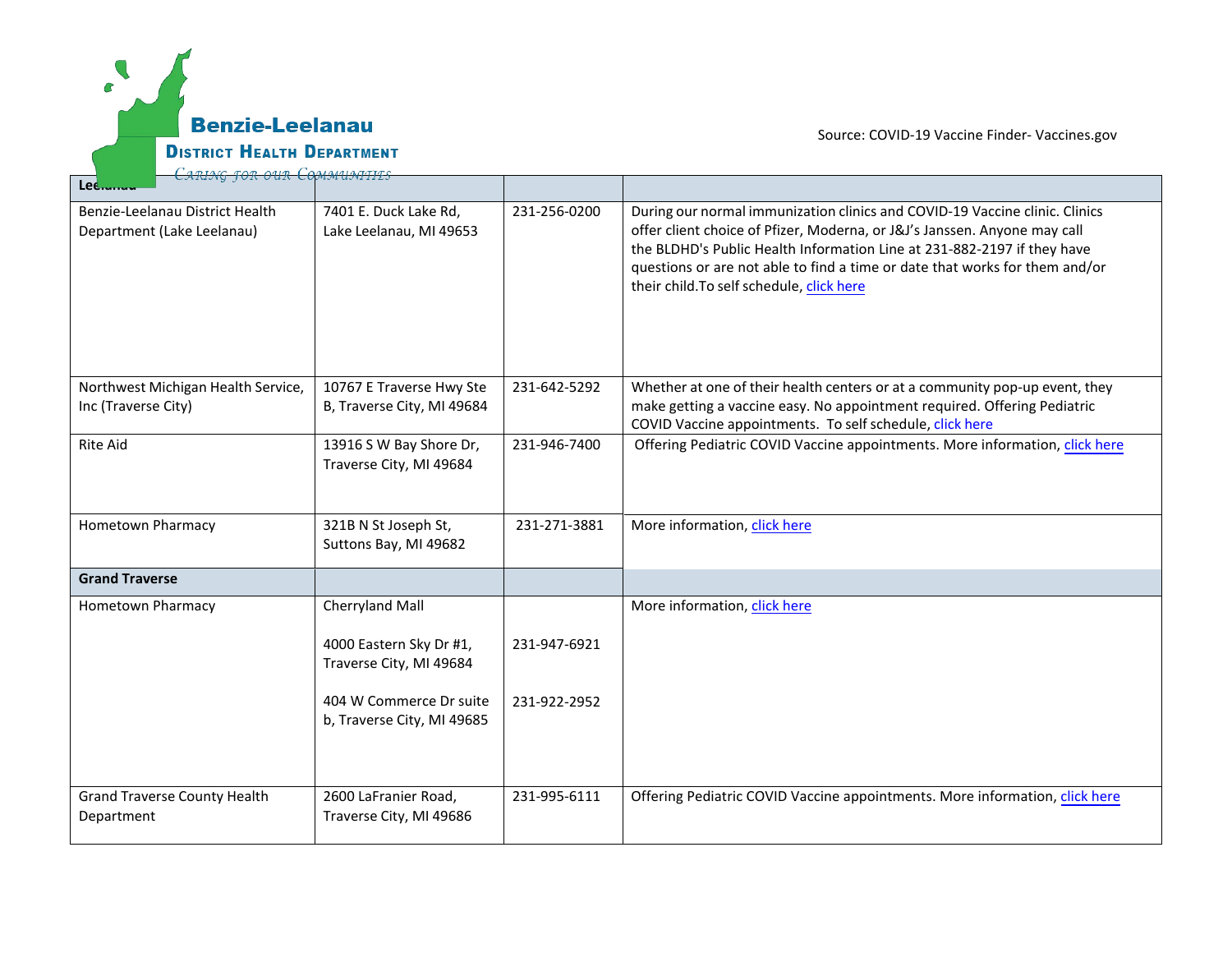Benzie-Leelanau

District Health Department

*Caring for our Communities*

Source: COVID-19 Vaccine Finder- Vaccines.gov

| **Leelanau** | | | |
|---|---|---|---|
| Benzie-Leelanau District Health Department (Lake Leelanau) | 7401 E. Duck Lake Rd, Lake Leelanau, MI 49653 | 231-256-0200 | During our normal immunization clinics and COVID-19 Vaccine clinic. Clinics offer client choice of Pfizer, Moderna, or J&J's Janssen. Anyone may call the BLDHD's Public Health Information Line at 231-882-2197 if they have questions or are not able to find a time or date that works for them and/or their child.To self schedule, click here |
| Northwest Michigan Health Service, Inc (Traverse City) | 10767 E Traverse Hwy Ste B, Traverse City, MI 49684 | 231-642-5292 | Whether at one of their health centers or at a community pop-up event, they make getting a vaccine easy. No appointment required. Offering Pediatric COVID Vaccine appointments. To self schedule, click here |
| Rite Aid | 13916 S W Bay Shore Dr, Traverse City, MI 49684 | 231-946-7400 | Offering Pediatric COVID Vaccine appointments. More information, click here |
| Hometown Pharmacy | 321B N St Joseph St, Suttons Bay, MI 49682 | 231-271-3881 | More information, click here |
| **Grand Traverse** | | | |
| Hometown Pharmacy | Cherryland Mall<br><br>4000 Eastern Sky Dr #1, Traverse City, MI 49684<br><br>404 W Commerce Dr suite b, Traverse City, MI 49685 | <br><br>231-947-6921<br><br>231-922-2952 | More information, click here |
| Grand Traverse County Health Department | 2600 LaFranier Road, Traverse City, MI 49686 | 231-995-6111 | Offering Pediatric COVID Vaccine appointments. More information, click here |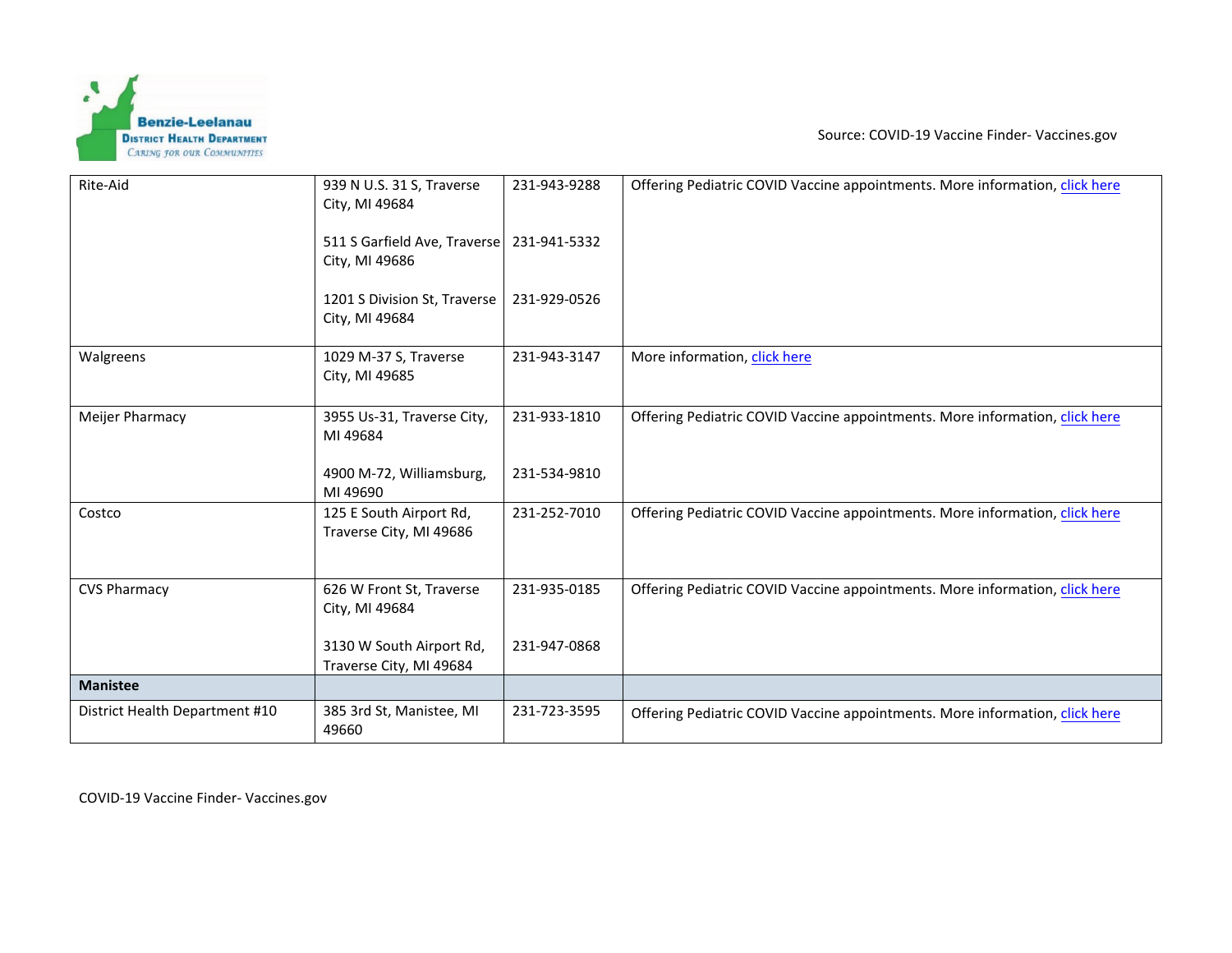Source: COVID-19 Vaccine Finder- Vaccines.gov

| | | | |
|---|---|---|---|
| Rite-Aid | 939 N U.S. 31 S, Traverse City, MI 49684<br><br>511 S Garfield Ave, Traverse City, MI 49686<br><br>1201 S Division St, Traverse City, MI 49684 | 231-943-9288<br><br>231-941-5332<br><br>231-929-0526 | Offering Pediatric COVID Vaccine appointments. More information, click here |
| Walgreens | 1029 M-37 S, Traverse City, MI 49685 | 231-943-3147 | More information, click here |
| Meijer Pharmacy | 3955 Us-31, Traverse City, MI 49684<br><br>4900 M-72, Williamsburg, MI 49690 | 231-933-1810<br><br>231-534-9810 | Offering Pediatric COVID Vaccine appointments. More information, click here |
| Costco | 125 E South Airport Rd, Traverse City, MI 49686 | 231-252-7010 | Offering Pediatric COVID Vaccine appointments. More information, click here |
| CVS Pharmacy | 626 W Front St, Traverse City, MI 49684<br><br>3130 W South Airport Rd, Traverse City, MI 49684 | 231-935-0185<br><br>231-947-0868 | Offering Pediatric COVID Vaccine appointments. More information, click here |
| **Manistee** | | | |
| District Health Department #10 | 385 3rd St, Manistee, MI 49660 | 231-723-3595 | Offering Pediatric COVID Vaccine appointments. More information, click here |

COVID-19 Vaccine Finder- Vaccines.gov